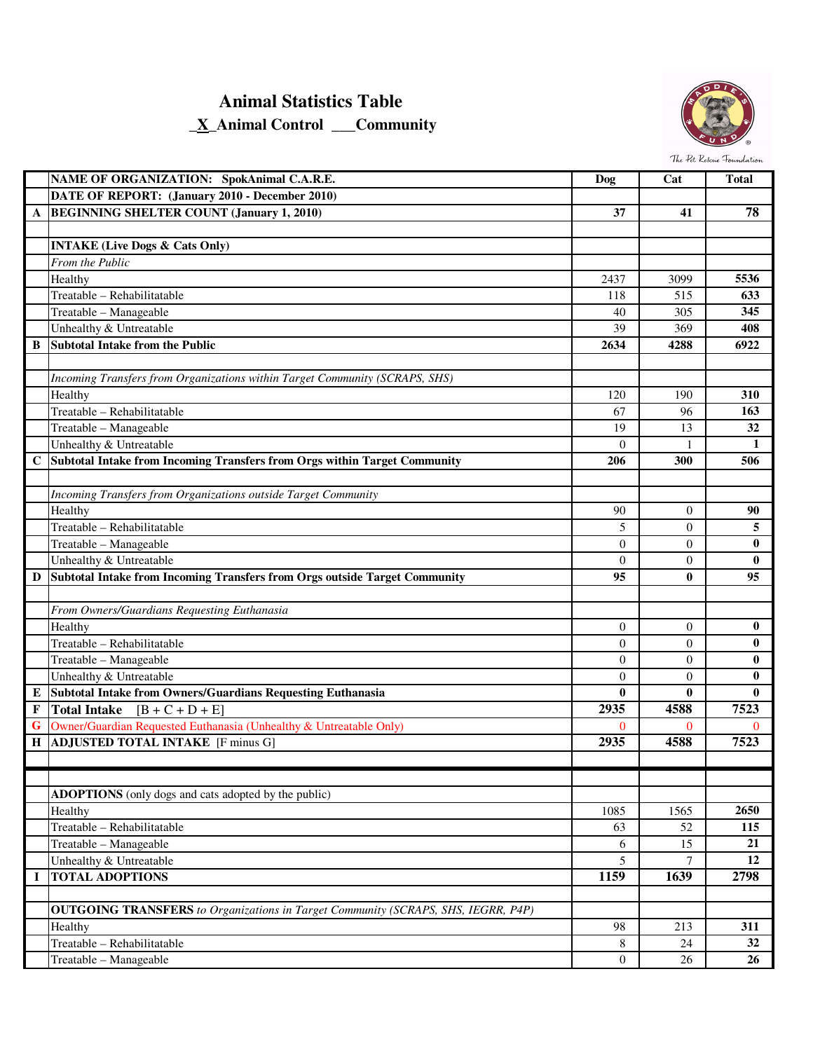# Animal Statistics Table

## _X_ Animal Control ___Community

The Pet Rescue Foundation

| | NAME OF ORGANIZATION: SpokAnimal C.A.R.E. | Dog | Cat | Total |
|---|---|---|---|---|
| | DATE OF REPORT: (January 2010 - December 2010) | | | |
| A | BEGINNING SHELTER COUNT (January 1, 2010) | 37 | 41 | 78 |
| | | | | |
| | **INTAKE (Live Dogs & Cats Only)** | | | |
| | *From the Public* | | | |
| | Healthy | 2437 | 3099 | 5536 |
| | Treatable – Rehabilitatable | 118 | 515 | 633 |
| | Treatable – Manageable | 40 | 305 | 345 |
| | Unhealthy & Untreatable | 39 | 369 | 408 |
| B | **Subtotal Intake from the Public** | 2634 | 4288 | 6922 |
| | | | | |
| | *Incoming Transfers from Organizations within Target Community (SCRAPS, SHS)* | | | |
| | Healthy | 120 | 190 | 310 |
| | Treatable – Rehabilitatable | 67 | 96 | 163 |
| | Treatable – Manageable | 19 | 13 | 32 |
| | Unhealthy & Untreatable | 0 | 1 | 1 |
| C | **Subtotal Intake from Incoming Transfers from Orgs within Target Community** | 206 | 300 | 506 |
| | | | | |
| | *Incoming Transfers from Organizations outside Target Community* | | | |
| | Healthy | 90 | 0 | 90 |
| | Treatable – Rehabilitatable | 5 | 0 | 5 |
| | Treatable – Manageable | 0 | 0 | 0 |
| | Unhealthy & Untreatable | 0 | 0 | 0 |
| D | **Subtotal Intake from Incoming Transfers from Orgs outside Target Community** | 95 | 0 | 95 |
| | | | | |
| | *From Owners/Guardians Requesting Euthanasia* | | | |
| | Healthy | 0 | 0 | 0 |
| | Treatable – Rehabilitatable | 0 | 0 | 0 |
| | Treatable – Manageable | 0 | 0 | 0 |
| | Unhealthy & Untreatable | 0 | 0 | 0 |
| E | **Subtotal Intake from Owners/Guardians Requesting Euthanasia** | 0 | 0 | 0 |
| F | **Total Intake** [B + C + D + E] | 2935 | 4588 | 7523 |
| G | Owner/Guardian Requested Euthanasia (Unhealthy & Untreatable Only) | 0 | 0 | 0 |
| H | **ADJUSTED TOTAL INTAKE** [F minus G] | 2935 | 4588 | 7523 |
| | | | | |
| | | | | |
| | **ADOPTIONS** (only dogs and cats adopted by the public) | | | |
| | Healthy | 1085 | 1565 | 2650 |
| | Treatable – Rehabilitatable | 63 | 52 | 115 |
| | Treatable – Manageable | 6 | 15 | 21 |
| | Unhealthy & Untreatable | 5 | 7 | 12 |
| I | **TOTAL ADOPTIONS** | 1159 | 1639 | 2798 |
| | | | | |
| | **OUTGOING TRANSFERS** *to Organizations in Target Community (SCRAPS, SHS, IEGRR, P4P)* | | | |
| | Healthy | 98 | 213 | 311 |
| | Treatable – Rehabilitatable | 8 | 24 | 32 |
| | Treatable – Manageable | 0 | 26 | 26 |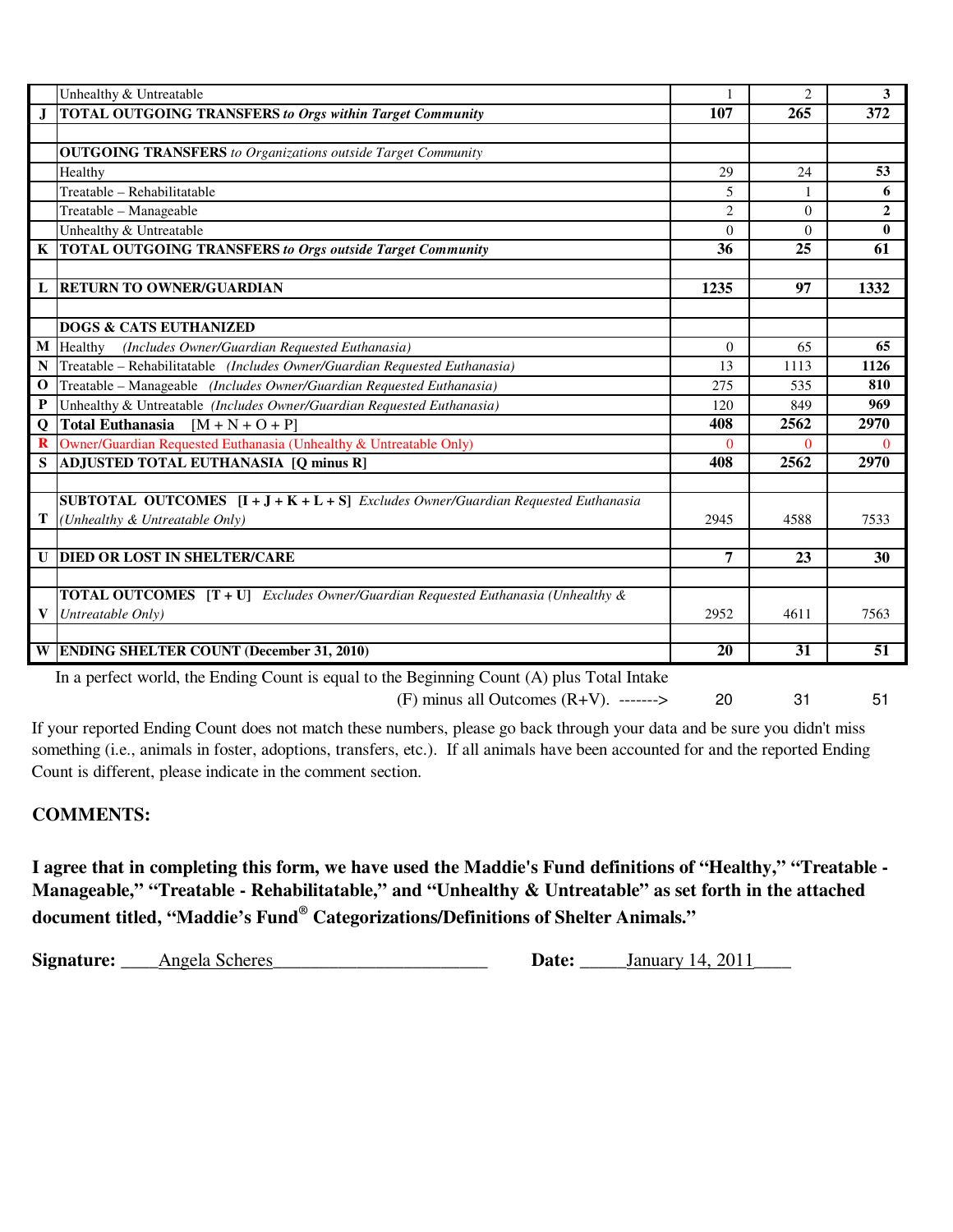| | | | | |
|---|---|---|---|---|
| | Unhealthy & Untreatable | 1 | 2 | **3** |
| **J** | **TOTAL OUTGOING TRANSFERS** ***to Orgs within Target Community*** | **107** | **265** | **372** |
| | | | | |
| | **OUTGOING TRANSFERS** *to Organizations outside Target Community* | | | |
| | Healthy | 29 | 24 | **53** |
| | Treatable – Rehabilitatable | 5 | 1 | **6** |
| | Treatable – Manageable | 2 | 0 | **2** |
| | Unhealthy & Untreatable | 0 | 0 | **0** |
| **K** | **TOTAL OUTGOING TRANSFERS** ***to Orgs outside Target Community*** | **36** | **25** | **61** |
| | | | | |
| **L** | **RETURN TO OWNER/GUARDIAN** | **1235** | **97** | **1332** |
| | | | | |
| | **DOGS & CATS EUTHANIZED** | | | |
| **M** | Healthy *(Includes Owner/Guardian Requested Euthanasia)* | 0 | 65 | **65** |
| **N** | Treatable – Rehabilitatable *(Includes Owner/Guardian Requested Euthanasia)* | 13 | 1113 | **1126** |
| **O** | Treatable – Manageable *(Includes Owner/Guardian Requested Euthanasia)* | 275 | 535 | **810** |
| **P** | Unhealthy & Untreatable *(Includes Owner/Guardian Requested Euthanasia)* | 120 | 849 | **969** |
| **Q** | **Total Euthanasia** [M + N + O + P] | **408** | **2562** | **2970** |
| **R** | Owner/Guardian Requested Euthanasia (Unhealthy & Untreatable Only) | 0 | 0 | 0 |
| **S** | **ADJUSTED TOTAL EUTHANASIA [Q minus R]** | **408** | **2562** | **2970** |
| | | | | |
| **T** | **SUBTOTAL OUTCOMES [I + J + K + L + S]** *Excludes Owner/Guardian Requested Euthanasia (Unhealthy & Untreatable Only)* | 2945 | 4588 | 7533 |
| | | | | |
| **U** | **DIED OR LOST IN SHELTER/CARE** | **7** | **23** | **30** |
| | | | | |
| **V** | **TOTAL OUTCOMES [T + U]** *Excludes Owner/Guardian Requested Euthanasia (Unhealthy & Untreatable Only)* | 2952 | 4611 | 7563 |
| | | | | |
| **W** | **ENDING SHELTER COUNT (December 31, 2010)** | **20** | **31** | **51** |
| | In a perfect world, the Ending Count is equal to the Beginning Count (A) plus Total Intake (F) minus all Outcomes (R+V). -------> | 20 | 31 | 51 |

If your reported Ending Count does not match these numbers, please go back through your data and be sure you didn't miss something (i.e., animals in foster, adoptions, transfers, etc.). If all animals have been accounted for and the reported Ending Count is different, please indicate in the comment section.

**COMMENTS:**

**I agree that in completing this form, we have used the Maddie's Fund definitions of "Healthy," "Treatable - Manageable," "Treatable - Rehabilitatable," and "Unhealthy & Untreatable" as set forth in the attached document titled, "Maddie's Fund® Categorizations/Definitions of Shelter Animals."**

**Signature:** ____Angela Scheres________________________ **Date:** _____January 14, 2011____